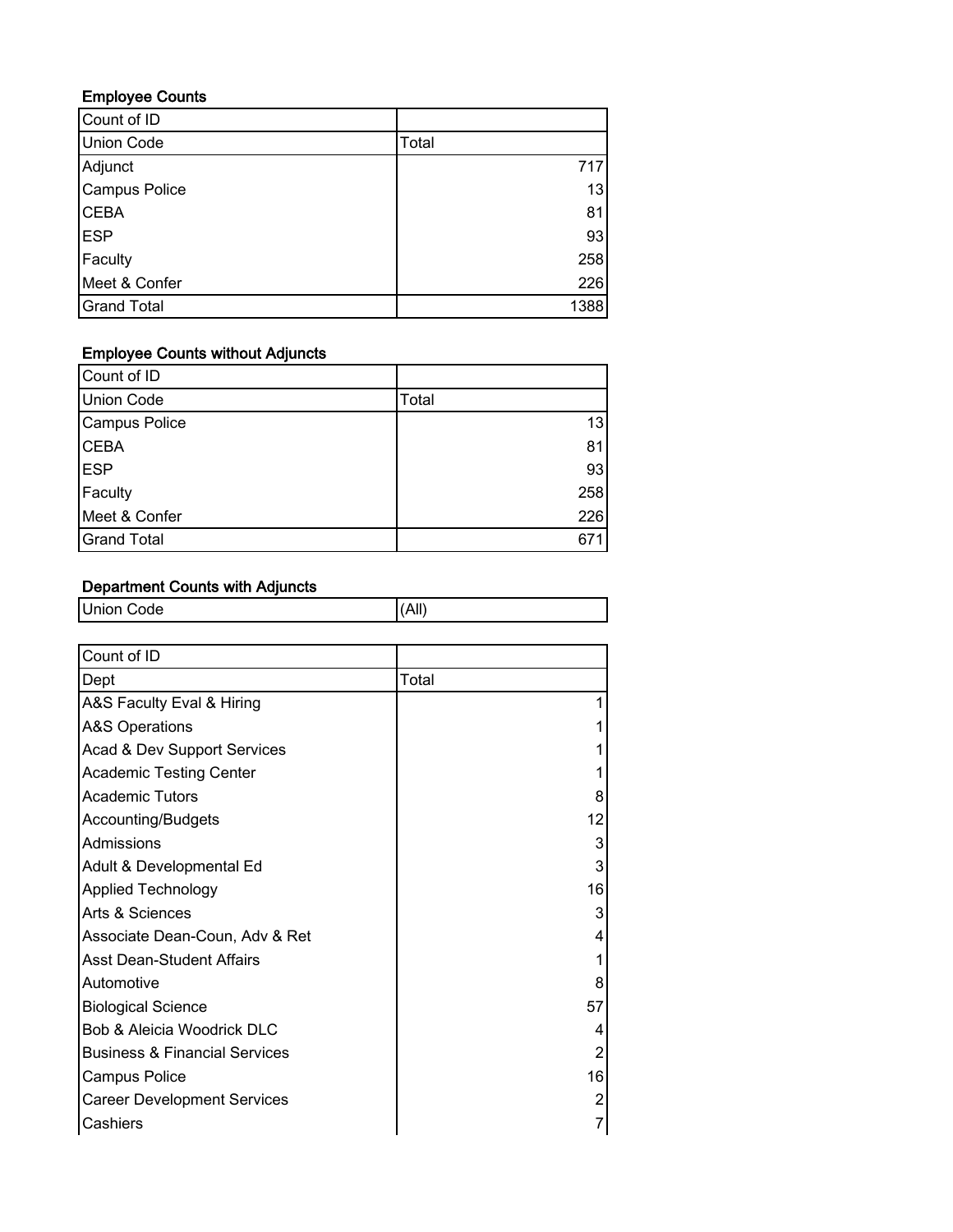### Employee Counts

| Count of ID | |
|---|---|
| Union Code | Total |
| Adjunct | 717 |
| Campus Police | 13 |
| CEBA | 81 |
| ESP | 93 |
| Faculty | 258 |
| Meet & Confer | 226 |
| Grand Total | 1388 |

### Employee Counts without Adjuncts

| Count of ID | |
|---|---|
| Union Code | Total |
| Campus Police | 13 |
| CEBA | 81 |
| ESP | 93 |
| Faculty | 258 |
| Meet & Confer | 226 |
| Grand Total | 671 |

### Department Counts with Adjuncts

| Union Code | (All) |
|---|---|

| Count of ID | |
|---|---|
| Dept | Total |
| A&S Faculty Eval & Hiring | 1 |
| A&S Operations | 1 |
| Acad & Dev Support Services | 1 |
| Academic Testing Center | 1 |
| Academic Tutors | 8 |
| Accounting/Budgets | 12 |
| Admissions | 3 |
| Adult & Developmental Ed | 3 |
| Applied Technology | 16 |
| Arts & Sciences | 3 |
| Associate Dean-Coun, Adv & Ret | 4 |
| Asst Dean-Student Affairs | 1 |
| Automotive | 8 |
| Biological Science | 57 |
| Bob & Aleicia Woodrick DLC | 4 |
| Business & Financial Services | 2 |
| Campus Police | 16 |
| Career Development Services | 2 |
| Cashiers | 7 |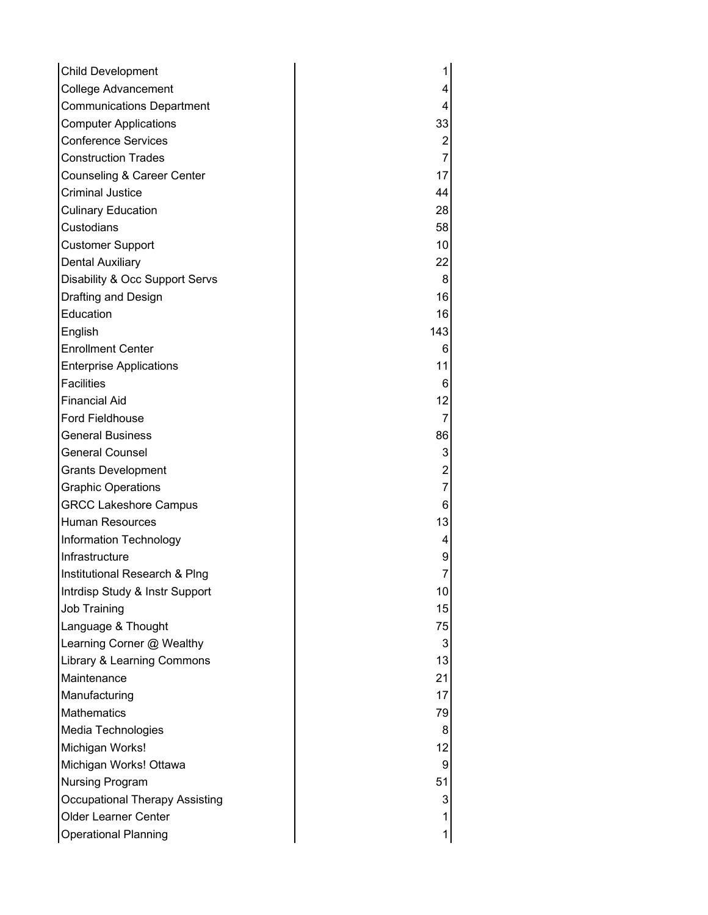| | |
|---|---|
| Child Development | 1 |
| College Advancement | 4 |
| Communications Department | 4 |
| Computer Applications | 33 |
| Conference Services | 2 |
| Construction Trades | 7 |
| Counseling & Career Center | 17 |
| Criminal Justice | 44 |
| Culinary Education | 28 |
| Custodians | 58 |
| Customer Support | 10 |
| Dental Auxiliary | 22 |
| Disability & Occ Support Servs | 8 |
| Drafting and Design | 16 |
| Education | 16 |
| English | 143 |
| Enrollment Center | 6 |
| Enterprise Applications | 11 |
| Facilities | 6 |
| Financial Aid | 12 |
| Ford Fieldhouse | 7 |
| General Business | 86 |
| General Counsel | 3 |
| Grants Development | 2 |
| Graphic Operations | 7 |
| GRCC Lakeshore Campus | 6 |
| Human Resources | 13 |
| Information Technology | 4 |
| Infrastructure | 9 |
| Institutional Research & Plng | 7 |
| Intrdisp Study & Instr Support | 10 |
| Job Training | 15 |
| Language & Thought | 75 |
| Learning Corner @ Wealthy | 3 |
| Library & Learning Commons | 13 |
| Maintenance | 21 |
| Manufacturing | 17 |
| Mathematics | 79 |
| Media Technologies | 8 |
| Michigan Works! | 12 |
| Michigan Works! Ottawa | 9 |
| Nursing Program | 51 |
| Occupational Therapy Assisting | 3 |
| Older Learner Center | 1 |
| Operational Planning | 1 |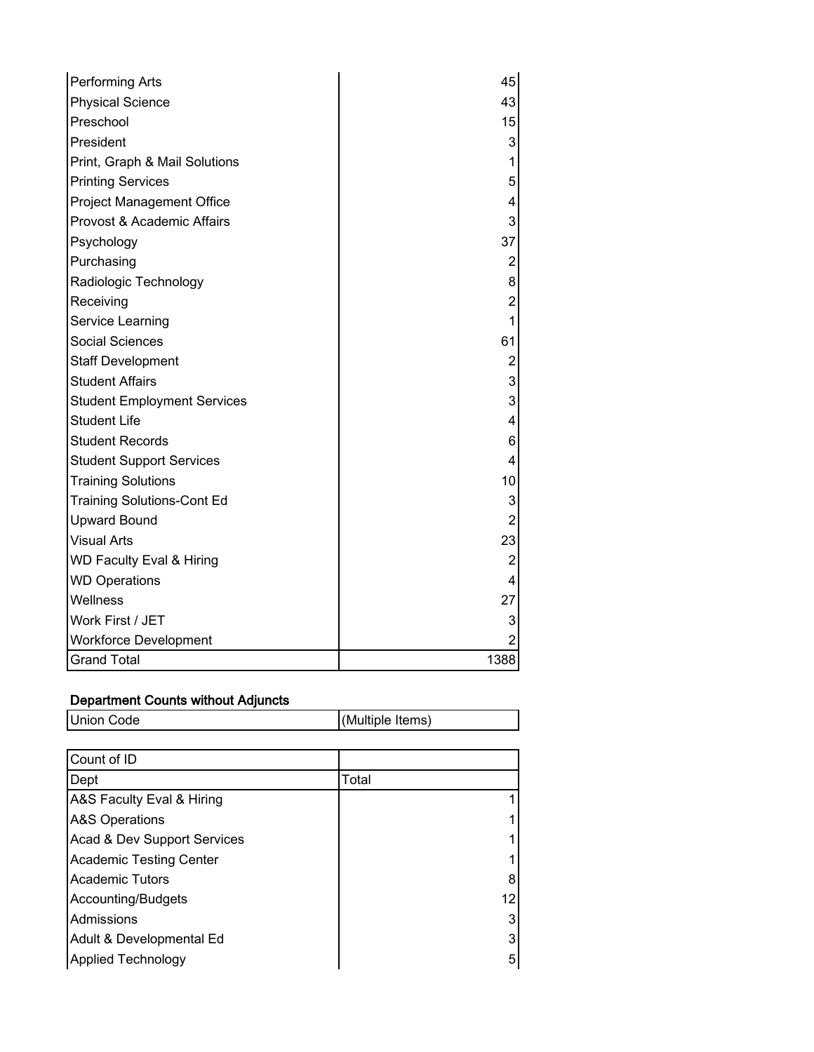| | |
|---|---|
| Performing Arts | 45 |
| Physical Science | 43 |
| Preschool | 15 |
| President | 3 |
| Print, Graph & Mail Solutions | 1 |
| Printing Services | 5 |
| Project Management Office | 4 |
| Provost & Academic Affairs | 3 |
| Psychology | 37 |
| Purchasing | 2 |
| Radiologic Technology | 8 |
| Receiving | 2 |
| Service Learning | 1 |
| Social Sciences | 61 |
| Staff Development | 2 |
| Student Affairs | 3 |
| Student Employment Services | 3 |
| Student Life | 4 |
| Student Records | 6 |
| Student Support Services | 4 |
| Training Solutions | 10 |
| Training Solutions-Cont Ed | 3 |
| Upward Bound | 2 |
| Visual Arts | 23 |
| WD Faculty Eval & Hiring | 2 |
| WD Operations | 4 |
| Wellness | 27 |
| Work First / JET | 3 |
| Workforce Development | 2 |
| Grand Total | 1388 |

**Department Counts without Adjuncts**

| Union Code | (Multiple Items) |
|---|---|

| Count of ID | |
|---|---|
| Dept | Total |
| A&S Faculty Eval & Hiring | 1 |
| A&S Operations | 1 |
| Acad & Dev Support Services | 1 |
| Academic Testing Center | 1 |
| Academic Tutors | 8 |
| Accounting/Budgets | 12 |
| Admissions | 3 |
| Adult & Developmental Ed | 3 |
| Applied Technology | 5 |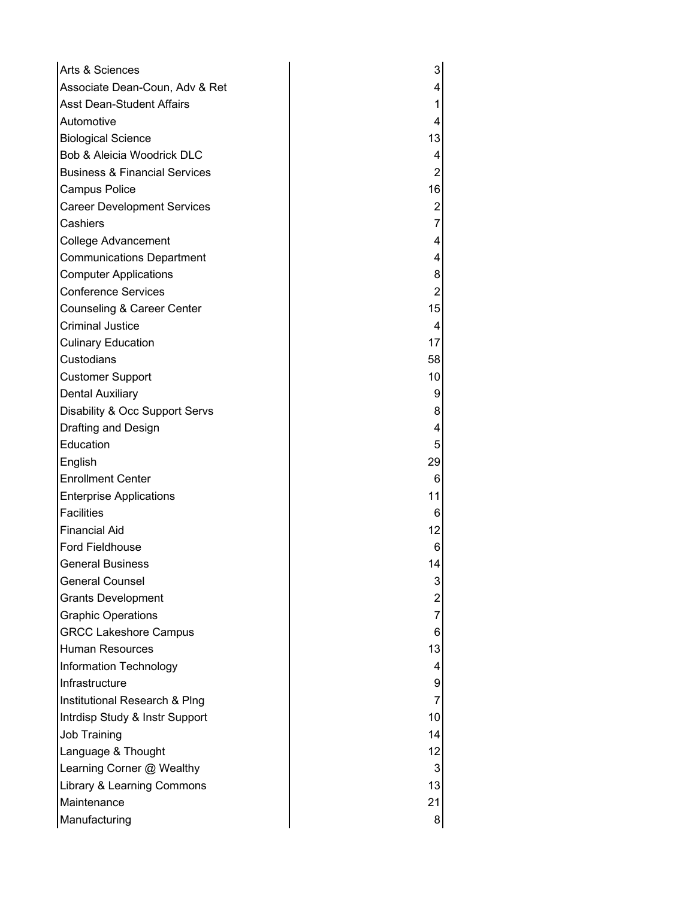| | |
|---|---|
| Arts & Sciences | 3 |
| Associate Dean-Coun, Adv & Ret | 4 |
| Asst Dean-Student Affairs | 1 |
| Automotive | 4 |
| Biological Science | 13 |
| Bob & Aleicia Woodrick DLC | 4 |
| Business & Financial Services | 2 |
| Campus Police | 16 |
| Career Development Services | 2 |
| Cashiers | 7 |
| College Advancement | 4 |
| Communications Department | 4 |
| Computer Applications | 8 |
| Conference Services | 2 |
| Counseling & Career Center | 15 |
| Criminal Justice | 4 |
| Culinary Education | 17 |
| Custodians | 58 |
| Customer Support | 10 |
| Dental Auxiliary | 9 |
| Disability & Occ Support Servs | 8 |
| Drafting and Design | 4 |
| Education | 5 |
| English | 29 |
| Enrollment Center | 6 |
| Enterprise Applications | 11 |
| Facilities | 6 |
| Financial Aid | 12 |
| Ford Fieldhouse | 6 |
| General Business | 14 |
| General Counsel | 3 |
| Grants Development | 2 |
| Graphic Operations | 7 |
| GRCC Lakeshore Campus | 6 |
| Human Resources | 13 |
| Information Technology | 4 |
| Infrastructure | 9 |
| Institutional Research & Plng | 7 |
| Intrdisp Study & Instr Support | 10 |
| Job Training | 14 |
| Language & Thought | 12 |
| Learning Corner @ Wealthy | 3 |
| Library & Learning Commons | 13 |
| Maintenance | 21 |
| Manufacturing | 8 |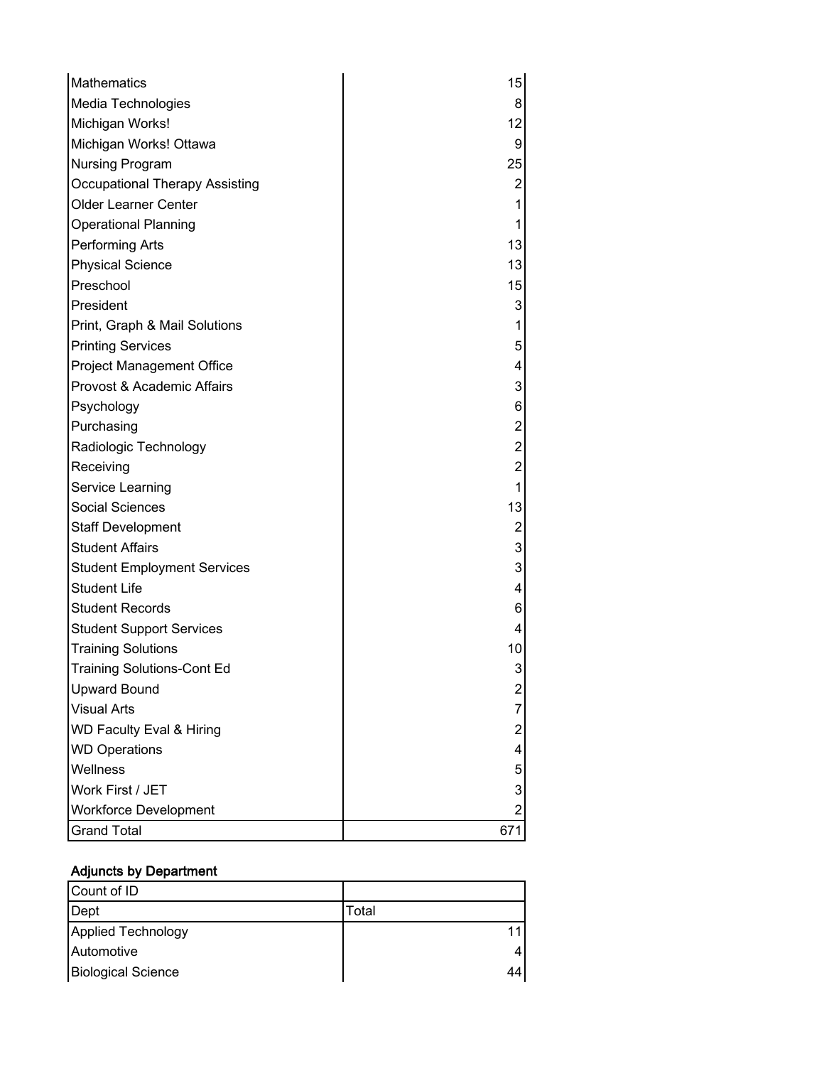| Mathematics | 15 |
|---|---|
| Media Technologies | 8 |
| Michigan Works! | 12 |
| Michigan Works! Ottawa | 9 |
| Nursing Program | 25 |
| Occupational Therapy Assisting | 2 |
| Older Learner Center | 1 |
| Operational Planning | 1 |
| Performing Arts | 13 |
| Physical Science | 13 |
| Preschool | 15 |
| President | 3 |
| Print, Graph & Mail Solutions | 1 |
| Printing Services | 5 |
| Project Management Office | 4 |
| Provost & Academic Affairs | 3 |
| Psychology | 6 |
| Purchasing | 2 |
| Radiologic Technology | 2 |
| Receiving | 2 |
| Service Learning | 1 |
| Social Sciences | 13 |
| Staff Development | 2 |
| Student Affairs | 3 |
| Student Employment Services | 3 |
| Student Life | 4 |
| Student Records | 6 |
| Student Support Services | 4 |
| Training Solutions | 10 |
| Training Solutions-Cont Ed | 3 |
| Upward Bound | 2 |
| Visual Arts | 7 |
| WD Faculty Eval & Hiring | 2 |
| WD Operations | 4 |
| Wellness | 5 |
| Work First / JET | 3 |
| Workforce Development | 2 |
| Grand Total | 671 |

## Adjuncts by Department

| Count of ID | |
|---|---|
| Dept | Total |
| Applied Technology | 11 |
| Automotive | 4 |
| Biological Science | 44 |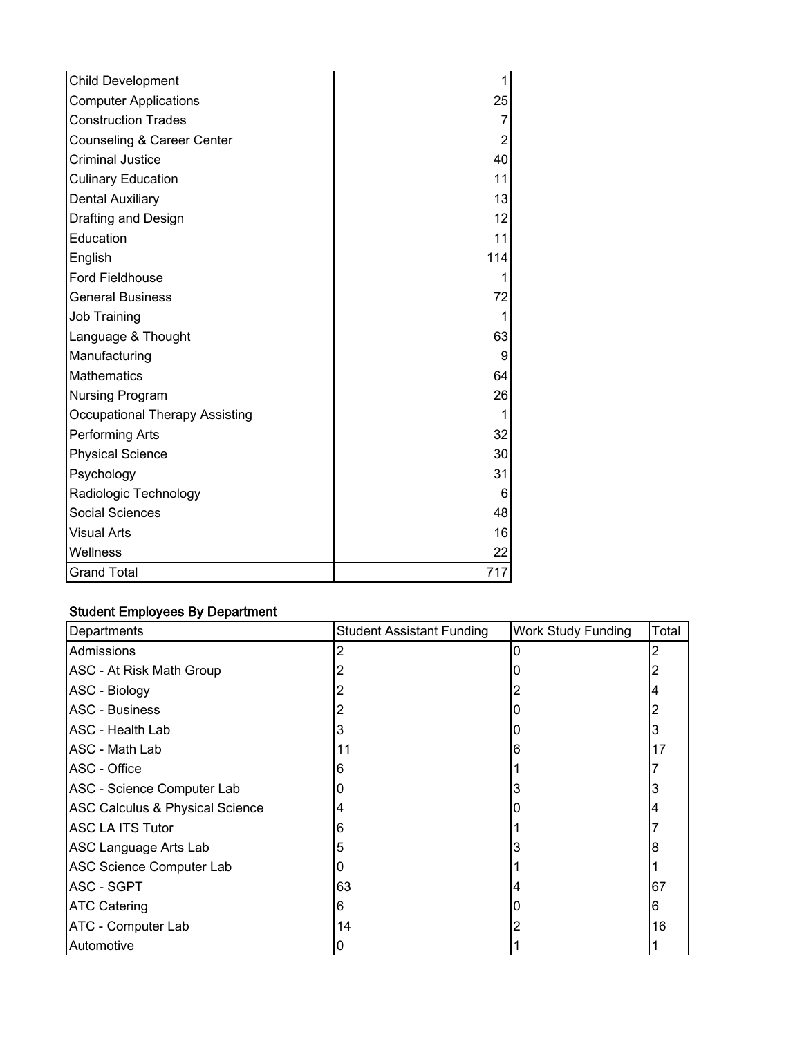| | |
|---|---|
| Child Development | 1 |
| Computer Applications | 25 |
| Construction Trades | 7 |
| Counseling & Career Center | 2 |
| Criminal Justice | 40 |
| Culinary Education | 11 |
| Dental Auxiliary | 13 |
| Drafting and Design | 12 |
| Education | 11 |
| English | 114 |
| Ford Fieldhouse | 1 |
| General Business | 72 |
| Job Training | 1 |
| Language & Thought | 63 |
| Manufacturing | 9 |
| Mathematics | 64 |
| Nursing Program | 26 |
| Occupational Therapy Assisting | 1 |
| Performing Arts | 32 |
| Physical Science | 30 |
| Psychology | 31 |
| Radiologic Technology | 6 |
| Social Sciences | 48 |
| Visual Arts | 16 |
| Wellness | 22 |
| Grand Total | 717 |

### Student Employees By Department

| Departments | Student Assistant Funding | Work Study Funding | Total |
|---|---|---|---|
| Admissions | 2 | 0 | 2 |
| ASC - At Risk Math Group | 2 | 0 | 2 |
| ASC - Biology | 2 | 2 | 4 |
| ASC - Business | 2 | 0 | 2 |
| ASC - Health Lab | 3 | 0 | 3 |
| ASC - Math Lab | 11 | 6 | 17 |
| ASC - Office | 6 | 1 | 7 |
| ASC - Science Computer Lab | 0 | 3 | 3 |
| ASC Calculus & Physical Science | 4 | 0 | 4 |
| ASC LA ITS Tutor | 6 | 1 | 7 |
| ASC Language Arts Lab | 5 | 3 | 8 |
| ASC Science Computer Lab | 0 | 1 | 1 |
| ASC - SGPT | 63 | 4 | 67 |
| ATC Catering | 6 | 0 | 6 |
| ATC - Computer Lab | 14 | 2 | 16 |
| Automotive | 0 | 1 | 1 |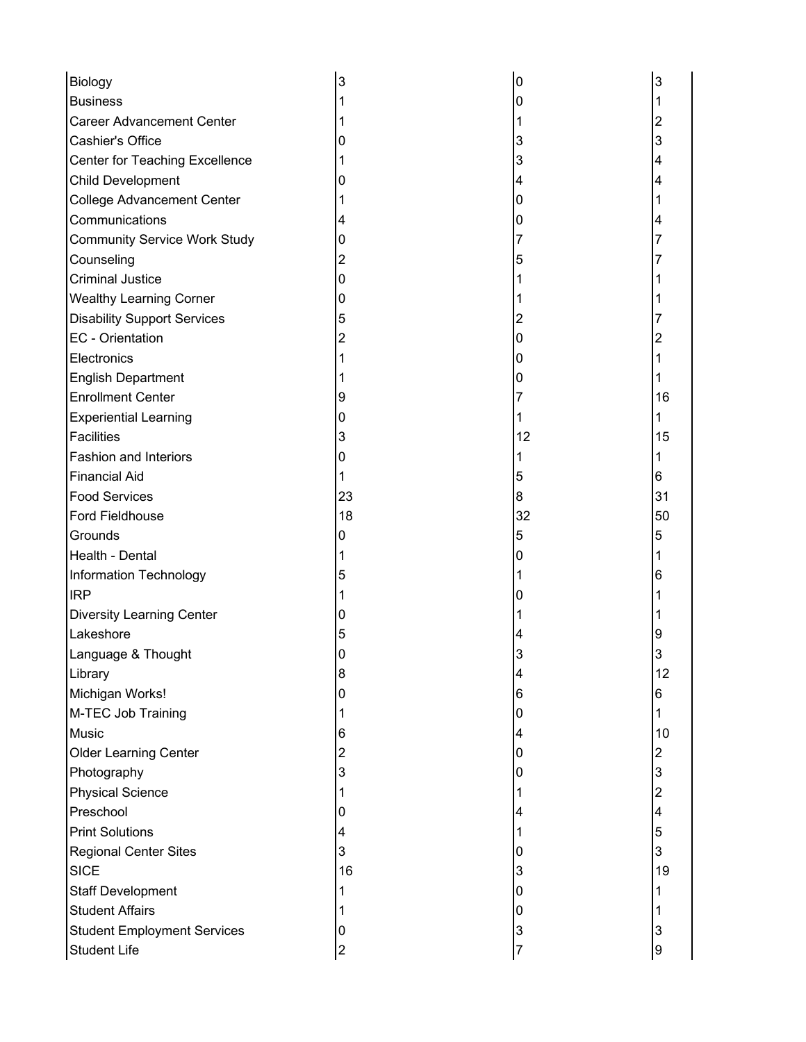| | | | |
|---|---|---|---|
| Biology | 3 | 0 | 3 |
| Business | 1 | 0 | 1 |
| Career Advancement Center | 1 | 1 | 2 |
| Cashier's Office | 0 | 3 | 3 |
| Center for Teaching Excellence | 1 | 3 | 4 |
| Child Development | 0 | 4 | 4 |
| College Advancement Center | 1 | 0 | 1 |
| Communications | 4 | 0 | 4 |
| Community Service Work Study | 0 | 7 | 7 |
| Counseling | 2 | 5 | 7 |
| Criminal Justice | 0 | 1 | 1 |
| Wealthy Learning Corner | 0 | 1 | 1 |
| Disability Support Services | 5 | 2 | 7 |
| EC - Orientation | 2 | 0 | 2 |
| Electronics | 1 | 0 | 1 |
| English Department | 1 | 0 | 1 |
| Enrollment Center | 9 | 7 | 16 |
| Experiential Learning | 0 | 1 | 1 |
| Facilities | 3 | 12 | 15 |
| Fashion and Interiors | 0 | 1 | 1 |
| Financial Aid | 1 | 5 | 6 |
| Food Services | 23 | 8 | 31 |
| Ford Fieldhouse | 18 | 32 | 50 |
| Grounds | 0 | 5 | 5 |
| Health - Dental | 1 | 0 | 1 |
| Information Technology | 5 | 1 | 6 |
| IRP | 1 | 0 | 1 |
| Diversity Learning Center | 0 | 1 | 1 |
| Lakeshore | 5 | 4 | 9 |
| Language & Thought | 0 | 3 | 3 |
| Library | 8 | 4 | 12 |
| Michigan Works! | 0 | 6 | 6 |
| M-TEC Job Training | 1 | 0 | 1 |
| Music | 6 | 4 | 10 |
| Older Learning Center | 2 | 0 | 2 |
| Photography | 3 | 0 | 3 |
| Physical Science | 1 | 1 | 2 |
| Preschool | 0 | 4 | 4 |
| Print Solutions | 4 | 1 | 5 |
| Regional Center Sites | 3 | 0 | 3 |
| SICE | 16 | 3 | 19 |
| Staff Development | 1 | 0 | 1 |
| Student Affairs | 1 | 0 | 1 |
| Student Employment Services | 0 | 3 | 3 |
| Student Life | 2 | 7 | 9 |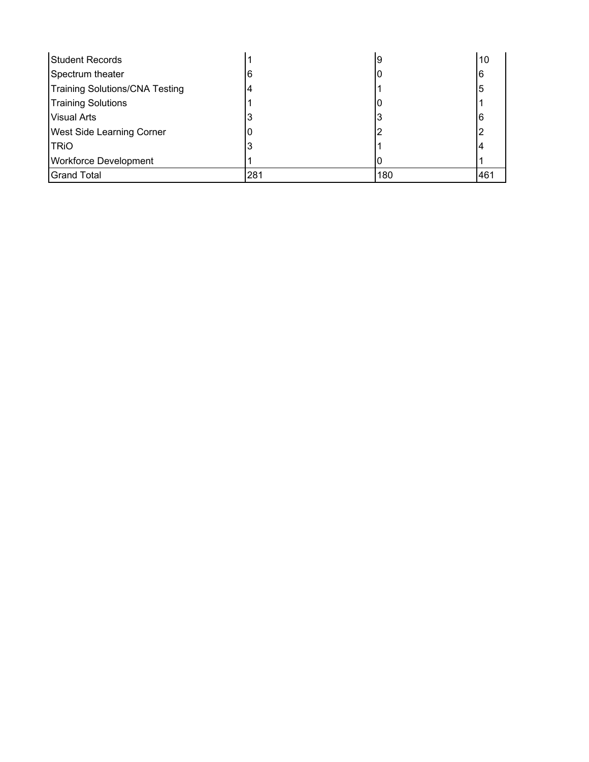| | | | |
|---|---|---|---|
| Student Records | 1 | 9 | 10 |
| Spectrum theater | 6 | 0 | 6 |
| Training Solutions/CNA Testing | 4 | 1 | 5 |
| Training Solutions | 1 | 0 | 1 |
| Visual Arts | 3 | 3 | 6 |
| West Side Learning Corner | 0 | 2 | 2 |
| TRiO | 3 | 1 | 4 |
| Workforce Development | 1 | 0 | 1 |
| Grand Total | 281 | 180 | 461 |